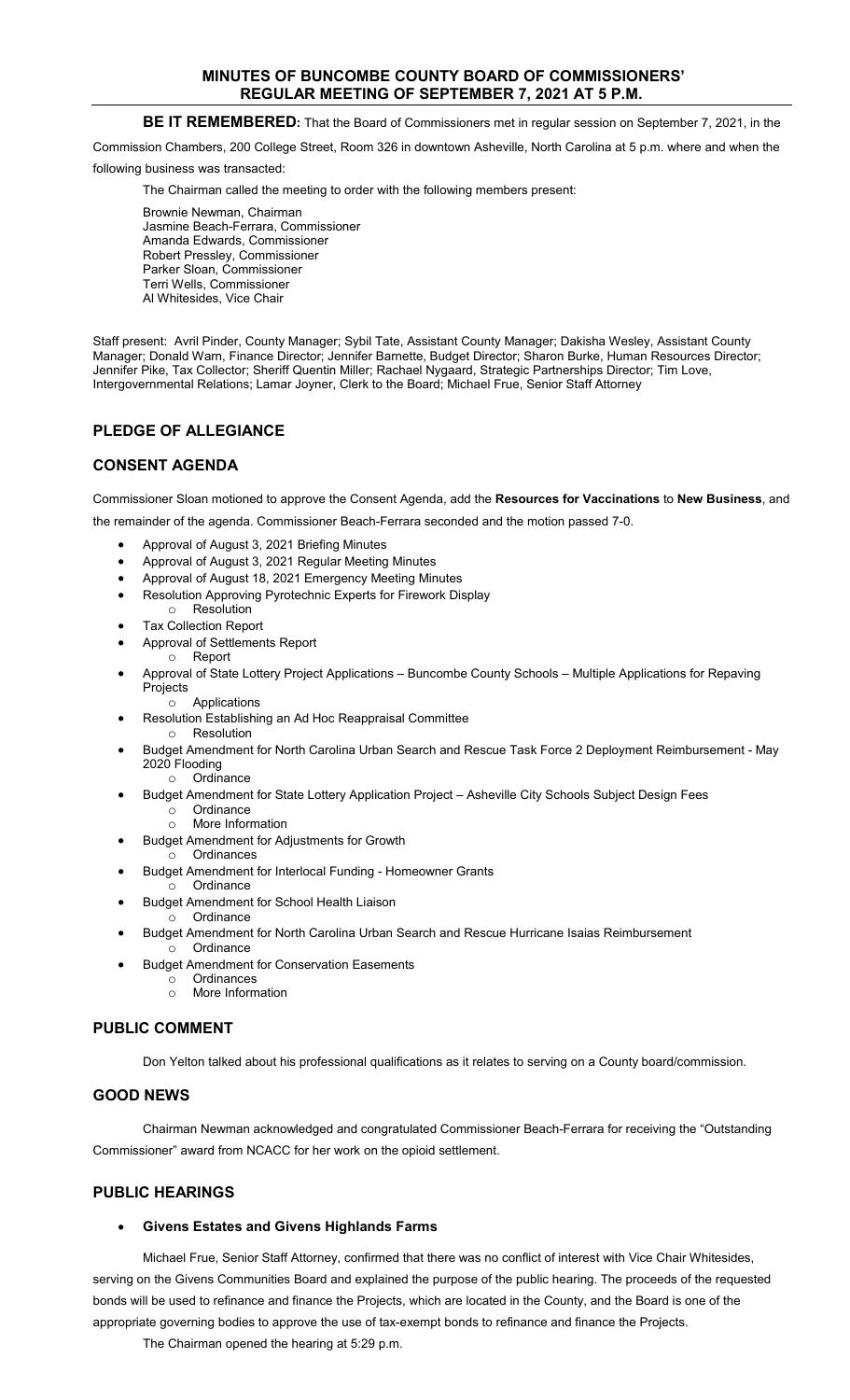# MINUTES OF BUNCOMBE COUNTY BOARD OF COMMISSIONERS' REGULAR MEETING OF SEPTEMBER 7, 2021 AT 5 P.M.

**BE IT REMEMBERED:** That the Board of Commissioners met in regular session on September 7, 2021, in the Commission Chambers, 200 College Street, Room 326 in downtown Asheville, North Carolina at 5 p.m. where and when the following business was transacted:

The Chairman called the meeting to order with the following members present:

Brownie Newman, Chairman
Jasmine Beach-Ferrara, Commissioner
Amanda Edwards, Commissioner
Robert Pressley, Commissioner
Parker Sloan, Commissioner
Terri Wells, Commissioner
Al Whitesides, Vice Chair

Staff present: Avril Pinder, County Manager; Sybil Tate, Assistant County Manager; Dakisha Wesley, Assistant County Manager; Donald Warn, Finance Director; Jennifer Barnette, Budget Director; Sharon Burke, Human Resources Director; Jennifer Pike, Tax Collector; Sheriff Quentin Miller; Rachael Nygaard, Strategic Partnerships Director; Tim Love, Intergovernmental Relations; Lamar Joyner, Clerk to the Board; Michael Frue, Senior Staff Attorney

## PLEDGE OF ALLEGIANCE

## CONSENT AGENDA

Commissioner Sloan motioned to approve the Consent Agenda, add the **Resources for Vaccinations** to **New Business**, and the remainder of the agenda. Commissioner Beach-Ferrara seconded and the motion passed 7-0.

- Approval of August 3, 2021 Briefing Minutes
- Approval of August 3, 2021 Regular Meeting Minutes
- Approval of August 18, 2021 Emergency Meeting Minutes
- Resolution Approving Pyrotechnic Experts for Firework Display
  - Resolution
- Tax Collection Report
- Approval of Settlements Report
  - Report
- Approval of State Lottery Project Applications – Buncombe County Schools – Multiple Applications for Repaving Projects
  - Applications
- Resolution Establishing an Ad Hoc Reappraisal Committee
  - Resolution
- Budget Amendment for North Carolina Urban Search and Rescue Task Force 2 Deployment Reimbursement - May 2020 Flooding
  - Ordinance
- Budget Amendment for State Lottery Application Project – Asheville City Schools Subject Design Fees
  - Ordinance
  - More Information
- Budget Amendment for Adjustments for Growth
  - Ordinances
- Budget Amendment for Interlocal Funding - Homeowner Grants
  - Ordinance
- Budget Amendment for School Health Liaison
  - Ordinance
- Budget Amendment for North Carolina Urban Search and Rescue Hurricane Isaias Reimbursement
  - Ordinance
- Budget Amendment for Conservation Easements
  - Ordinances
  - More Information

## PUBLIC COMMENT

Don Yelton talked about his professional qualifications as it relates to serving on a County board/commission.

## GOOD NEWS

Chairman Newman acknowledged and congratulated Commissioner Beach-Ferrara for receiving the "Outstanding Commissioner" award from NCACC for her work on the opioid settlement.

## PUBLIC HEARINGS

- **Givens Estates and Givens Highlands Farms**

Michael Frue, Senior Staff Attorney, confirmed that there was no conflict of interest with Vice Chair Whitesides, serving on the Givens Communities Board and explained the purpose of the public hearing. The proceeds of the requested bonds will be used to refinance and finance the Projects, which are located in the County, and the Board is one of the appropriate governing bodies to approve the use of tax-exempt bonds to refinance and finance the Projects.

The Chairman opened the hearing at 5:29 p.m.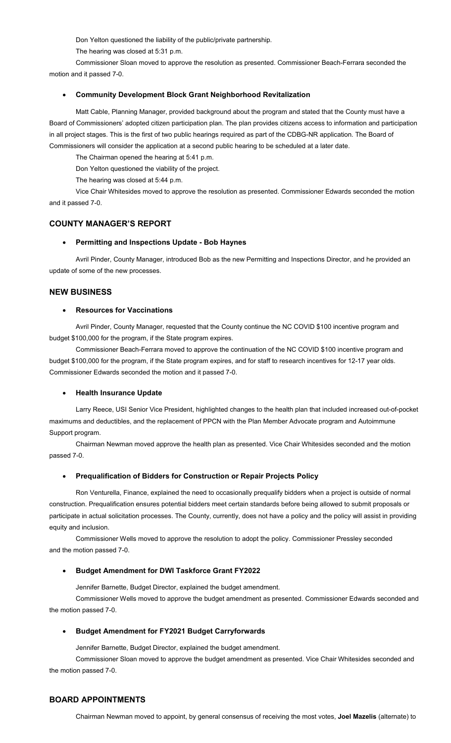Don Yelton questioned the liability of the public/private partnership.

The hearing was closed at 5:31 p.m.

Commissioner Sloan moved to approve the resolution as presented. Commissioner Beach-Ferrara seconded the motion and it passed 7-0.

- **Community Development Block Grant Neighborhood Revitalization**

Matt Cable, Planning Manager, provided background about the program and stated that the County must have a Board of Commissioners' adopted citizen participation plan. The plan provides citizens access to information and participation in all project stages. This is the first of two public hearings required as part of the CDBG-NR application. The Board of Commissioners will consider the application at a second public hearing to be scheduled at a later date.

The Chairman opened the hearing at 5:41 p.m.

Don Yelton questioned the viability of the project.

The hearing was closed at 5:44 p.m.

Vice Chair Whitesides moved to approve the resolution as presented. Commissioner Edwards seconded the motion and it passed 7-0.

## COUNTY MANAGER'S REPORT

- **Permitting and Inspections Update - Bob Haynes**

Avril Pinder, County Manager, introduced Bob as the new Permitting and Inspections Director, and he provided an update of some of the new processes.

## NEW BUSINESS

- **Resources for Vaccinations**

Avril Pinder, County Manager, requested that the County continue the NC COVID $100 incentive program and budget $100,000 for the program, if the State program expires.

Commissioner Beach-Ferrara moved to approve the continuation of the NC COVID $100 incentive program and budget $100,000 for the program, if the State program expires, and for staff to research incentives for 12-17 year olds. Commissioner Edwards seconded the motion and it passed 7-0.

- **Health Insurance Update**

Larry Reece, USI Senior Vice President, highlighted changes to the health plan that included increased out-of-pocket maximums and deductibles, and the replacement of PPCN with the Plan Member Advocate program and Autoimmune Support program.

Chairman Newman moved approve the health plan as presented. Vice Chair Whitesides seconded and the motion passed 7-0.

- **Prequalification of Bidders for Construction or Repair Projects Policy**

Ron Venturella, Finance, explained the need to occasionally prequalify bidders when a project is outside of normal construction. Prequalification ensures potential bidders meet certain standards before being allowed to submit proposals or participate in actual solicitation processes. The County, currently, does not have a policy and the policy will assist in providing equity and inclusion.

Commissioner Wells moved to approve the resolution to adopt the policy. Commissioner Pressley seconded and the motion passed 7-0.

- **Budget Amendment for DWI Taskforce Grant FY2022**

Jennifer Barnette, Budget Director, explained the budget amendment.

Commissioner Wells moved to approve the budget amendment as presented. Commissioner Edwards seconded and the motion passed 7-0.

- **Budget Amendment for FY2021 Budget Carryforwards**

Jennifer Barnette, Budget Director, explained the budget amendment.

Commissioner Sloan moved to approve the budget amendment as presented. Vice Chair Whitesides seconded and the motion passed 7-0.

## BOARD APPOINTMENTS

Chairman Newman moved to appoint, by general consensus of receiving the most votes, **Joel Mazelis** (alternate) to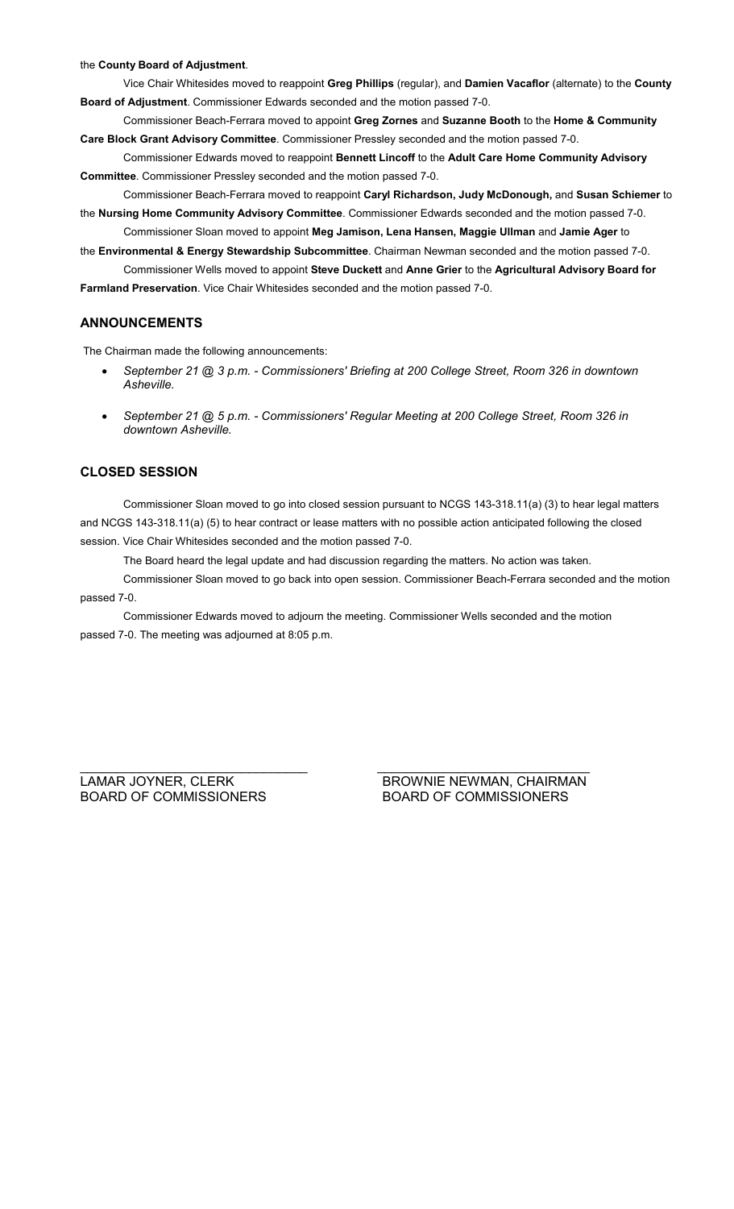the **County Board of Adjustment**.

Vice Chair Whitesides moved to reappoint **Greg Phillips** (regular), and **Damien Vacaflor** (alternate) to the **County Board of Adjustment**. Commissioner Edwards seconded and the motion passed 7-0.

Commissioner Beach-Ferrara moved to appoint **Greg Zornes** and **Suzanne Booth** to the **Home & Community Care Block Grant Advisory Committee**. Commissioner Pressley seconded and the motion passed 7-0.

Commissioner Edwards moved to reappoint **Bennett Lincoff** to the **Adult Care Home Community Advisory Committee**. Commissioner Pressley seconded and the motion passed 7-0.

Commissioner Beach-Ferrara moved to reappoint **Caryl Richardson, Judy McDonough,** and **Susan Schiemer** to the **Nursing Home Community Advisory Committee**. Commissioner Edwards seconded and the motion passed 7-0.

Commissioner Sloan moved to appoint **Meg Jamison, Lena Hansen, Maggie Ullman** and **Jamie Ager** to the **Environmental & Energy Stewardship Subcommittee**. Chairman Newman seconded and the motion passed 7-0.

Commissioner Wells moved to appoint **Steve Duckett** and **Anne Grier** to the **Agricultural Advisory Board for Farmland Preservation**. Vice Chair Whitesides seconded and the motion passed 7-0.

## ANNOUNCEMENTS

The Chairman made the following announcements:

- *September 21 @ 3 p.m. - Commissioners' Briefing at 200 College Street, Room 326 in downtown Asheville.*
- *September 21 @ 5 p.m. - Commissioners' Regular Meeting at 200 College Street, Room 326 in downtown Asheville.*

## CLOSED SESSION

Commissioner Sloan moved to go into closed session pursuant to NCGS 143-318.11(a) (3) to hear legal matters and NCGS 143-318.11(a) (5) to hear contract or lease matters with no possible action anticipated following the closed session. Vice Chair Whitesides seconded and the motion passed 7-0.

The Board heard the legal update and had discussion regarding the matters. No action was taken.

Commissioner Sloan moved to go back into open session. Commissioner Beach-Ferrara seconded and the motion passed 7-0.

Commissioner Edwards moved to adjourn the meeting. Commissioner Wells seconded and the motion passed 7-0. The meeting was adjourned at 8:05 p.m.

\_\_\_\_\_\_\_\_\_\_\_\_\_\_\_\_\_\_\_\_\_\_\_\_\_\_\_\_\_\_\_\_
LAMAR JOYNER, CLERK
BOARD OF COMMISSIONERS

\_\_\_\_\_\_\_\_\_\_\_\_\_\_\_\_\_\_\_\_\_\_\_\_\_\_\_\_\_\_\_\_
BROWNIE NEWMAN, CHAIRMAN
BOARD OF COMMISSIONERS